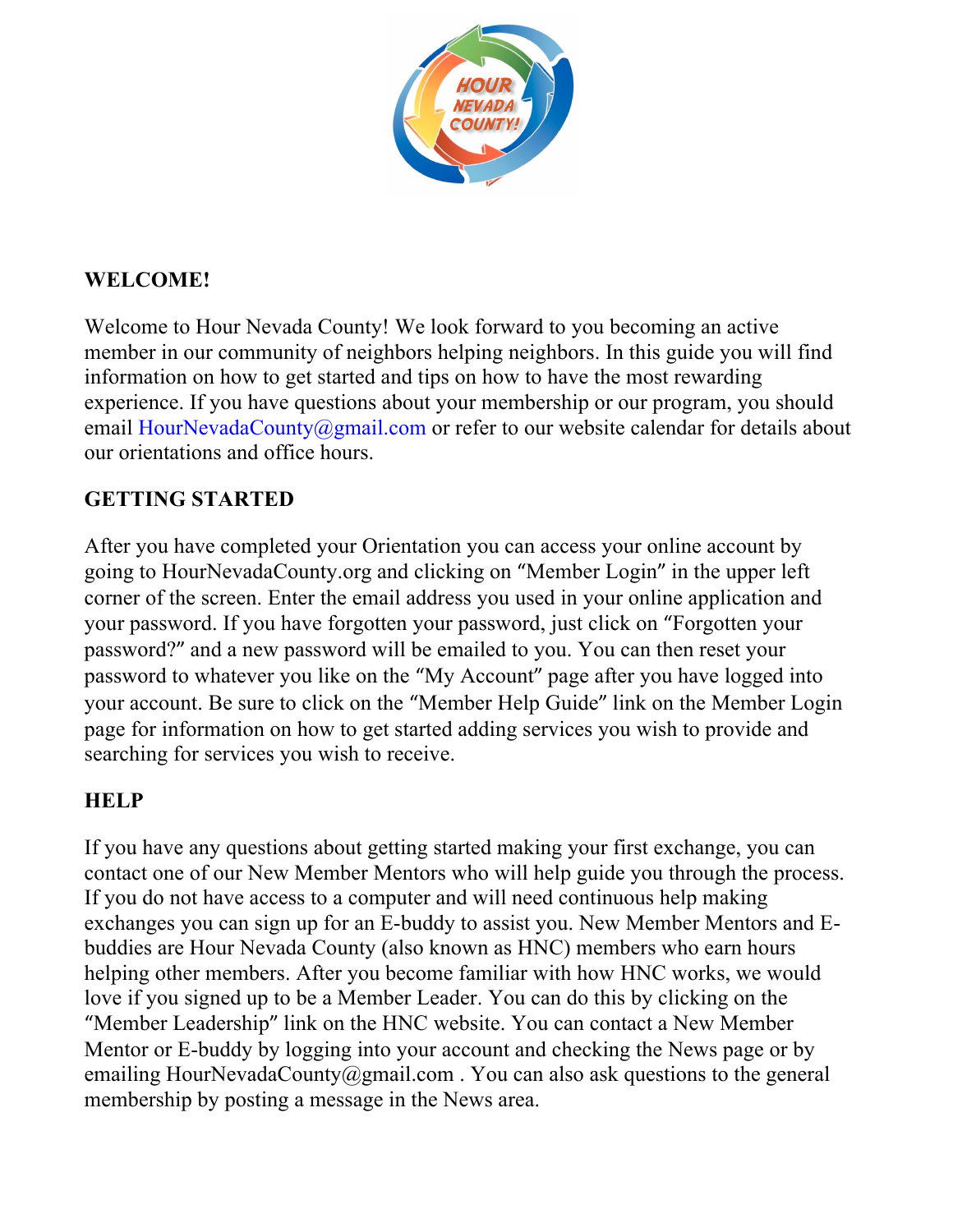## WELCOME!

Welcome to Hour Nevada County! We look forward to you becoming an active member in our community of neighbors helping neighbors. In this guide you will find information on how to get started and tips on how to have the most rewarding experience. If you have questions about your membership or our program, you should email HourNevadaCounty@gmail.com or refer to our website calendar for details about our orientations and office hours.

## GETTING STARTED

After you have completed your Orientation you can access your online account by going to HourNevadaCounty.org and clicking on "Member Login" in the upper left corner of the screen. Enter the email address you used in your online application and your password. If you have forgotten your password, just click on "Forgotten your password?" and a new password will be emailed to you. You can then reset your password to whatever you like on the "My Account" page after you have logged into your account. Be sure to click on the "Member Help Guide" link on the Member Login page for information on how to get started adding services you wish to provide and searching for services you wish to receive.

## HELP

If you have any questions about getting started making your first exchange, you can contact one of our New Member Mentors who will help guide you through the process. If you do not have access to a computer and will need continuous help making exchanges you can sign up for an E-buddy to assist you. New Member Mentors and E-buddies are Hour Nevada County (also known as HNC) members who earn hours helping other members. After you become familiar with how HNC works, we would love if you signed up to be a Member Leader. You can do this by clicking on the "Member Leadership" link on the HNC website. You can contact a New Member Mentor or E-buddy by logging into your account and checking the News page or by emailing HourNevadaCounty@gmail.com . You can also ask questions to the general membership by posting a message in the News area.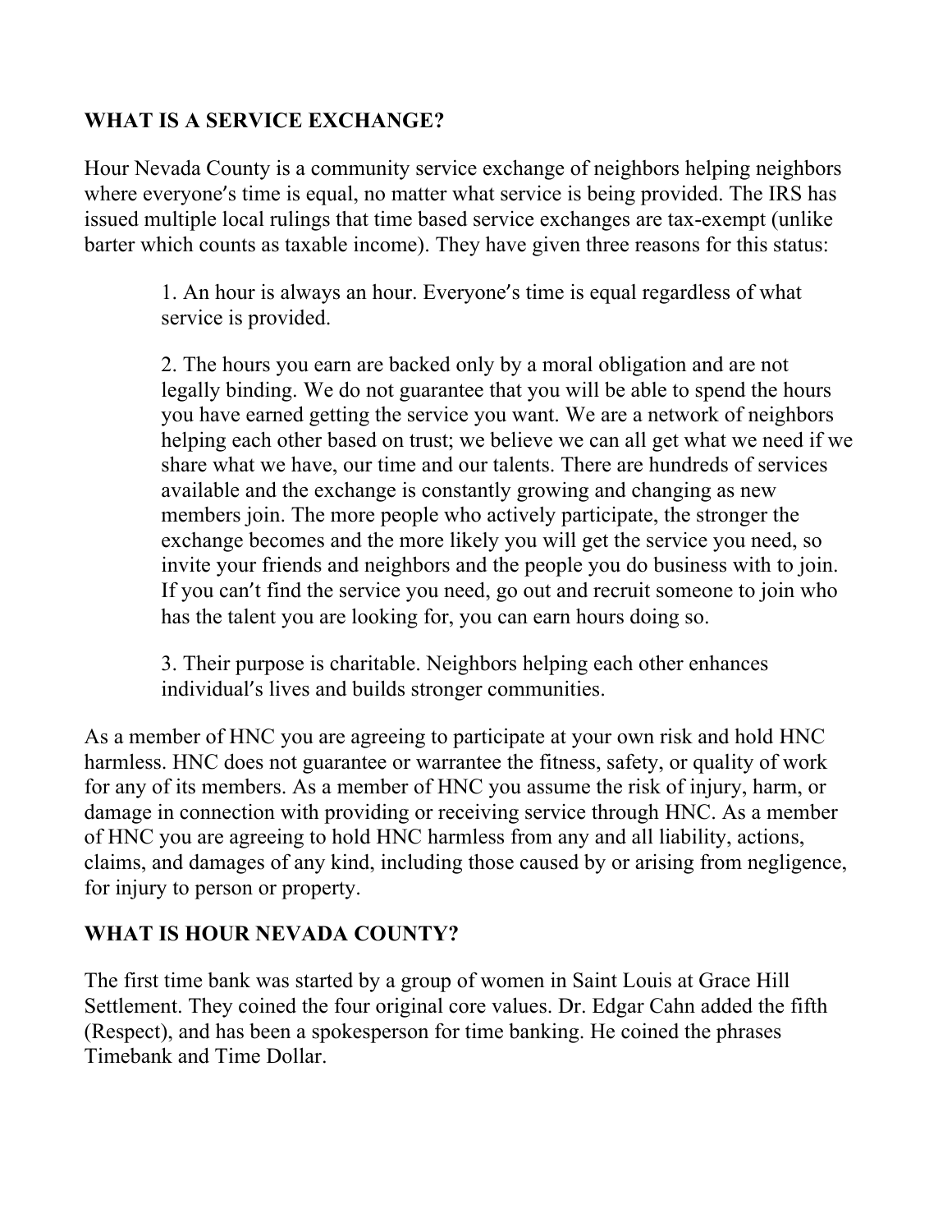## WHAT IS A SERVICE EXCHANGE?

Hour Nevada County is a community service exchange of neighbors helping neighbors where everyone′s time is equal, no matter what service is being provided. The IRS has issued multiple local rulings that time based service exchanges are tax-exempt (unlike barter which counts as taxable income). They have given three reasons for this status:

> 1. An hour is always an hour. Everyone′s time is equal regardless of what service is provided.
>
> 2. The hours you earn are backed only by a moral obligation and are not legally binding. We do not guarantee that you will be able to spend the hours you have earned getting the service you want. We are a network of neighbors helping each other based on trust; we believe we can all get what we need if we share what we have, our time and our talents. There are hundreds of services available and the exchange is constantly growing and changing as new members join. The more people who actively participate, the stronger the exchange becomes and the more likely you will get the service you need, so invite your friends and neighbors and the people you do business with to join. If you can′t find the service you need, go out and recruit someone to join who has the talent you are looking for, you can earn hours doing so.
>
> 3. Their purpose is charitable. Neighbors helping each other enhances individual′s lives and builds stronger communities.

As a member of HNC you are agreeing to participate at your own risk and hold HNC harmless. HNC does not guarantee or warrantee the fitness, safety, or quality of work for any of its members. As a member of HNC you assume the risk of injury, harm, or damage in connection with providing or receiving service through HNC. As a member of HNC you are agreeing to hold HNC harmless from any and all liability, actions, claims, and damages of any kind, including those caused by or arising from negligence, for injury to person or property.

## WHAT IS HOUR NEVADA COUNTY?

The first time bank was started by a group of women in Saint Louis at Grace Hill Settlement. They coined the four original core values. Dr. Edgar Cahn added the fifth (Respect), and has been a spokesperson for time banking. He coined the phrases Timebank and Time Dollar.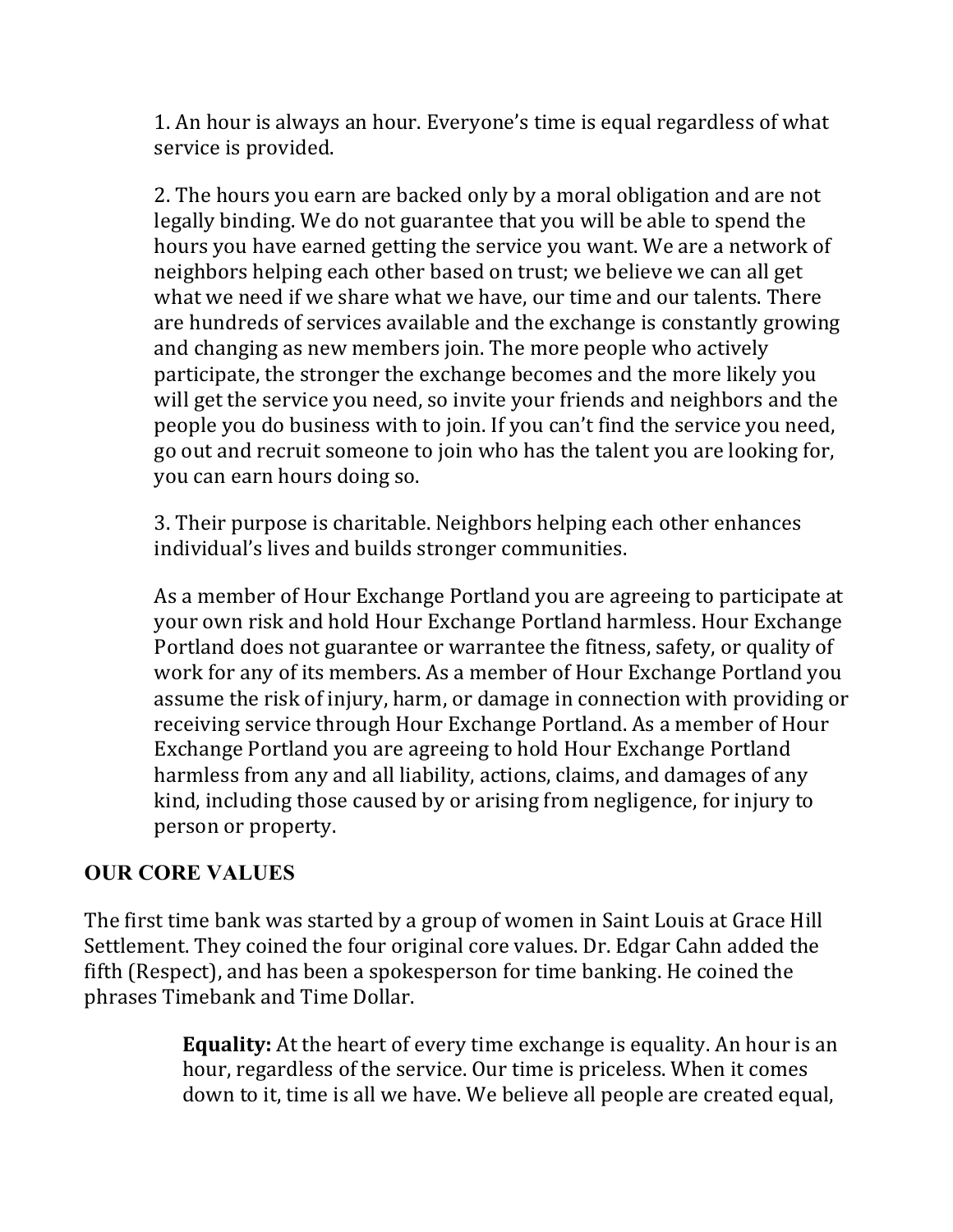1. An hour is always an hour. Everyone's time is equal regardless of what service is provided.

2. The hours you earn are backed only by a moral obligation and are not legally binding. We do not guarantee that you will be able to spend the hours you have earned getting the service you want. We are a network of neighbors helping each other based on trust; we believe we can all get what we need if we share what we have, our time and our talents. There are hundreds of services available and the exchange is constantly growing and changing as new members join. The more people who actively participate, the stronger the exchange becomes and the more likely you will get the service you need, so invite your friends and neighbors and the people you do business with to join. If you can't find the service you need, go out and recruit someone to join who has the talent you are looking for, you can earn hours doing so.

3. Their purpose is charitable. Neighbors helping each other enhances individual's lives and builds stronger communities.

As a member of Hour Exchange Portland you are agreeing to participate at your own risk and hold Hour Exchange Portland harmless. Hour Exchange Portland does not guarantee or warrantee the fitness, safety, or quality of work for any of its members. As a member of Hour Exchange Portland you assume the risk of injury, harm, or damage in connection with providing or receiving service through Hour Exchange Portland. As a member of Hour Exchange Portland you are agreeing to hold Hour Exchange Portland harmless from any and all liability, actions, claims, and damages of any kind, including those caused by or arising from negligence, for injury to person or property.

## OUR CORE VALUES

The first time bank was started by a group of women in Saint Louis at Grace Hill Settlement. They coined the four original core values. Dr. Edgar Cahn added the fifth (Respect), and has been a spokesperson for time banking. He coined the phrases Timebank and Time Dollar.

**Equality:** At the heart of every time exchange is equality. An hour is an hour, regardless of the service. Our time is priceless. When it comes down to it, time is all we have. We believe all people are created equal,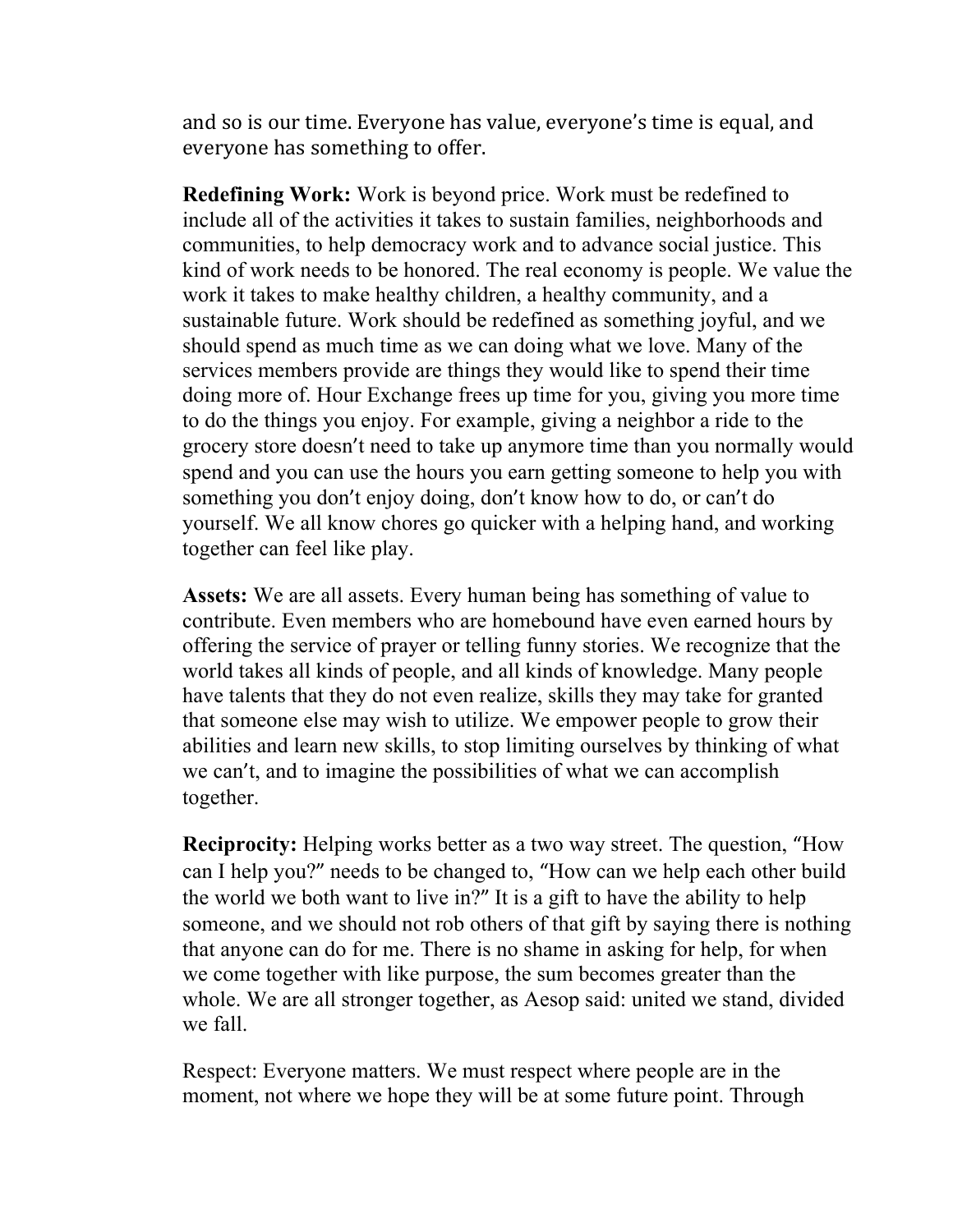and so is our time. Everyone has value, everyone's time is equal, and everyone has something to offer.

**Redefining Work:** Work is beyond price. Work must be redefined to include all of the activities it takes to sustain families, neighborhoods and communities, to help democracy work and to advance social justice. This kind of work needs to be honored. The real economy is people. We value the work it takes to make healthy children, a healthy community, and a sustainable future. Work should be redefined as something joyful, and we should spend as much time as we can doing what we love. Many of the services members provide are things they would like to spend their time doing more of. Hour Exchange frees up time for you, giving you more time to do the things you enjoy. For example, giving a neighbor a ride to the grocery store doesn't need to take up anymore time than you normally would spend and you can use the hours you earn getting someone to help you with something you don't enjoy doing, don't know how to do, or can't do yourself. We all know chores go quicker with a helping hand, and working together can feel like play.

**Assets:** We are all assets. Every human being has something of value to contribute. Even members who are homebound have even earned hours by offering the service of prayer or telling funny stories. We recognize that the world takes all kinds of people, and all kinds of knowledge. Many people have talents that they do not even realize, skills they may take for granted that someone else may wish to utilize. We empower people to grow their abilities and learn new skills, to stop limiting ourselves by thinking of what we can't, and to imagine the possibilities of what we can accomplish together.

**Reciprocity:** Helping works better as a two way street. The question, "How can I help you?" needs to be changed to, "How can we help each other build the world we both want to live in?" It is a gift to have the ability to help someone, and we should not rob others of that gift by saying there is nothing that anyone can do for me. There is no shame in asking for help, for when we come together with like purpose, the sum becomes greater than the whole. We are all stronger together, as Aesop said: united we stand, divided we fall.

Respect: Everyone matters. We must respect where people are in the moment, not where we hope they will be at some future point. Through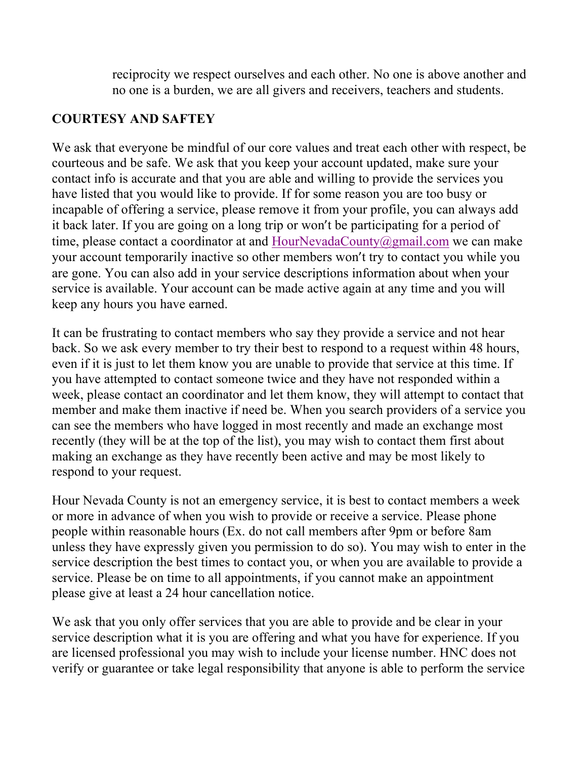reciprocity we respect ourselves and each other. No one is above another and no one is a burden, we are all givers and receivers, teachers and students.

**COURTESY AND SAFTEY**

We ask that everyone be mindful of our core values and treat each other with respect, be courteous and be safe. We ask that you keep your account updated, make sure your contact info is accurate and that you are able and willing to provide the services you have listed that you would like to provide. If for some reason you are too busy or incapable of offering a service, please remove it from your profile, you can always add it back later. If you are going on a long trip or won't be participating for a period of time, please contact a coordinator at and HourNevadaCounty@gmail.com we can make your account temporarily inactive so other members won't try to contact you while you are gone. You can also add in your service descriptions information about when your service is available. Your account can be made active again at any time and you will keep any hours you have earned.

It can be frustrating to contact members who say they provide a service and not hear back. So we ask every member to try their best to respond to a request within 48 hours, even if it is just to let them know you are unable to provide that service at this time. If you have attempted to contact someone twice and they have not responded within a week, please contact an coordinator and let them know, they will attempt to contact that member and make them inactive if need be. When you search providers of a service you can see the members who have logged in most recently and made an exchange most recently (they will be at the top of the list), you may wish to contact them first about making an exchange as they have recently been active and may be most likely to respond to your request.

Hour Nevada County is not an emergency service, it is best to contact members a week or more in advance of when you wish to provide or receive a service. Please phone people within reasonable hours (Ex. do not call members after 9pm or before 8am unless they have expressly given you permission to do so). You may wish to enter in the service description the best times to contact you, or when you are available to provide a service. Please be on time to all appointments, if you cannot make an appointment please give at least a 24 hour cancellation notice.

We ask that you only offer services that you are able to provide and be clear in your service description what it is you are offering and what you have for experience. If you are licensed professional you may wish to include your license number. HNC does not verify or guarantee or take legal responsibility that anyone is able to perform the service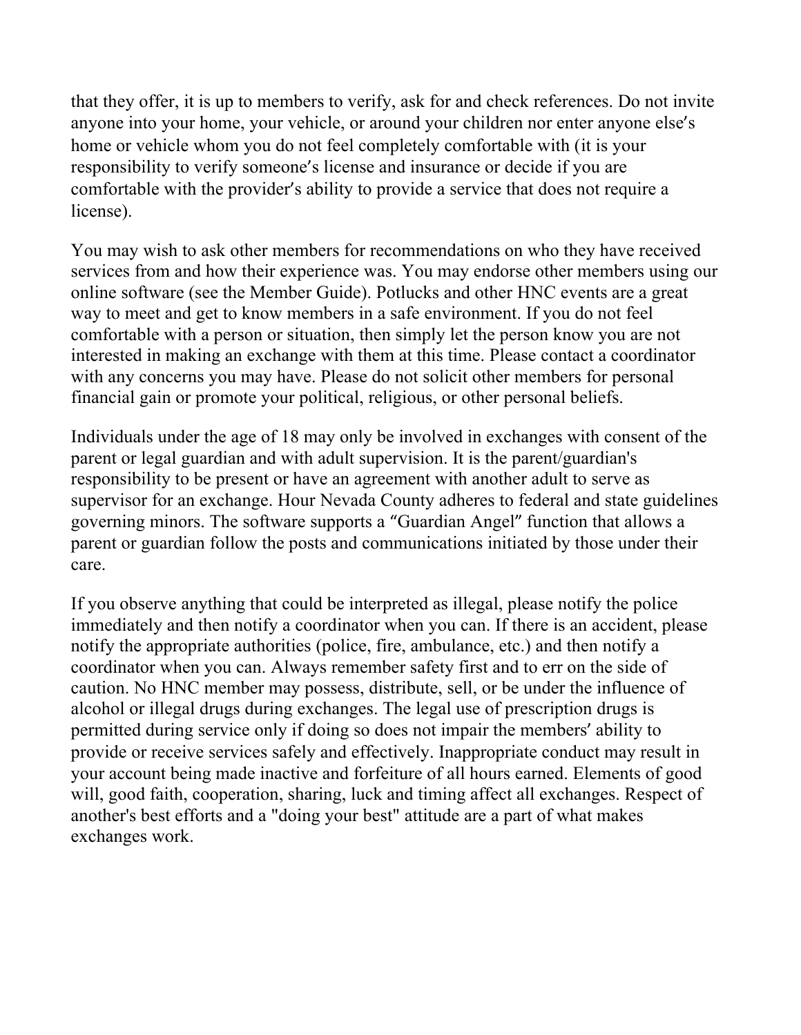that they offer, it is up to members to verify, ask for and check references. Do not invite anyone into your home, your vehicle, or around your children nor enter anyone else′s home or vehicle whom you do not feel completely comfortable with (it is your responsibility to verify someone′s license and insurance or decide if you are comfortable with the provider′s ability to provide a service that does not require a license).

You may wish to ask other members for recommendations on who they have received services from and how their experience was. You may endorse other members using our online software (see the Member Guide). Potlucks and other HNC events are a great way to meet and get to know members in a safe environment. If you do not feel comfortable with a person or situation, then simply let the person know you are not interested in making an exchange with them at this time. Please contact a coordinator with any concerns you may have. Please do not solicit other members for personal financial gain or promote your political, religious, or other personal beliefs.

Individuals under the age of 18 may only be involved in exchanges with consent of the parent or legal guardian and with adult supervision. It is the parent/guardian's responsibility to be present or have an agreement with another adult to serve as supervisor for an exchange. Hour Nevada County adheres to federal and state guidelines governing minors. The software supports a ″Guardian Angel″ function that allows a parent or guardian follow the posts and communications initiated by those under their care.

If you observe anything that could be interpreted as illegal, please notify the police immediately and then notify a coordinator when you can. If there is an accident, please notify the appropriate authorities (police, fire, ambulance, etc.) and then notify a coordinator when you can. Always remember safety first and to err on the side of caution. No HNC member may possess, distribute, sell, or be under the influence of alcohol or illegal drugs during exchanges. The legal use of prescription drugs is permitted during service only if doing so does not impair the members′ ability to provide or receive services safely and effectively. Inappropriate conduct may result in your account being made inactive and forfeiture of all hours earned. Elements of good will, good faith, cooperation, sharing, luck and timing affect all exchanges. Respect of another's best efforts and a "doing your best" attitude are a part of what makes exchanges work.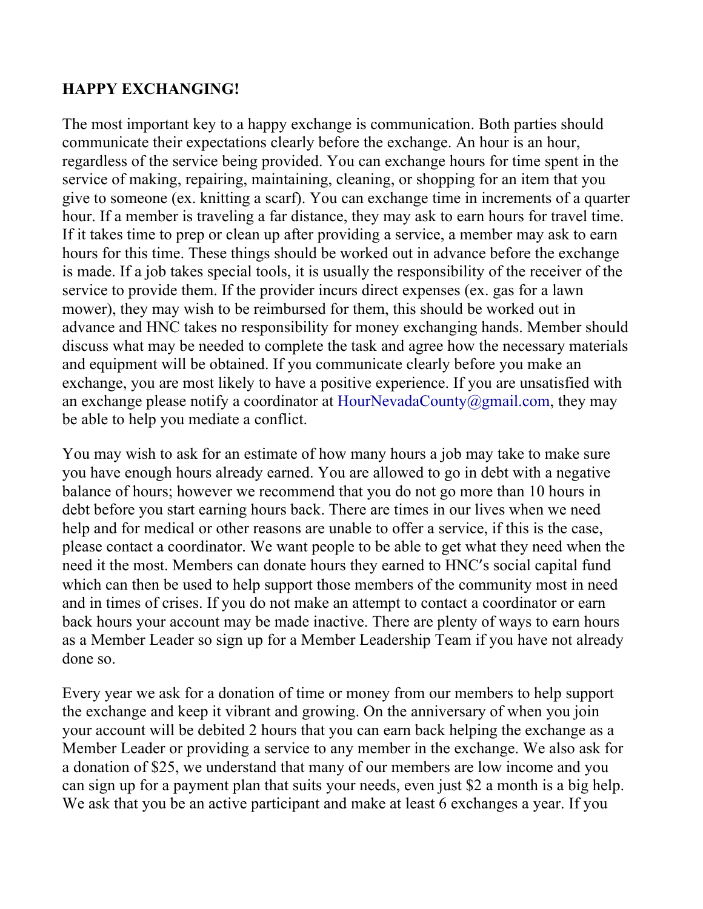**HAPPY EXCHANGING!**

The most important key to a happy exchange is communication. Both parties should communicate their expectations clearly before the exchange. An hour is an hour, regardless of the service being provided. You can exchange hours for time spent in the service of making, repairing, maintaining, cleaning, or shopping for an item that you give to someone (ex. knitting a scarf). You can exchange time in increments of a quarter hour. If a member is traveling a far distance, they may ask to earn hours for travel time. If it takes time to prep or clean up after providing a service, a member may ask to earn hours for this time. These things should be worked out in advance before the exchange is made. If a job takes special tools, it is usually the responsibility of the receiver of the service to provide them. If the provider incurs direct expenses (ex. gas for a lawn mower), they may wish to be reimbursed for them, this should be worked out in advance and HNC takes no responsibility for money exchanging hands. Member should discuss what may be needed to complete the task and agree how the necessary materials and equipment will be obtained. If you communicate clearly before you make an exchange, you are most likely to have a positive experience. If you are unsatisfied with an exchange please notify a coordinator at HourNevadaCounty@gmail.com, they may be able to help you mediate a conflict.

You may wish to ask for an estimate of how many hours a job may take to make sure you have enough hours already earned. You are allowed to go in debt with a negative balance of hours; however we recommend that you do not go more than 10 hours in debt before you start earning hours back. There are times in our lives when we need help and for medical or other reasons are unable to offer a service, if this is the case, please contact a coordinator. We want people to be able to get what they need when the need it the most. Members can donate hours they earned to HNC′s social capital fund which can then be used to help support those members of the community most in need and in times of crises. If you do not make an attempt to contact a coordinator or earn back hours your account may be made inactive. There are plenty of ways to earn hours as a Member Leader so sign up for a Member Leadership Team if you have not already done so.

Every year we ask for a donation of time or money from our members to help support the exchange and keep it vibrant and growing. On the anniversary of when you join your account will be debited 2 hours that you can earn back helping the exchange as a Member Leader or providing a service to any member in the exchange. We also ask for a donation of $25, we understand that many of our members are low income and you can sign up for a payment plan that suits your needs, even just $2 a month is a big help. We ask that you be an active participant and make at least 6 exchanges a year. If you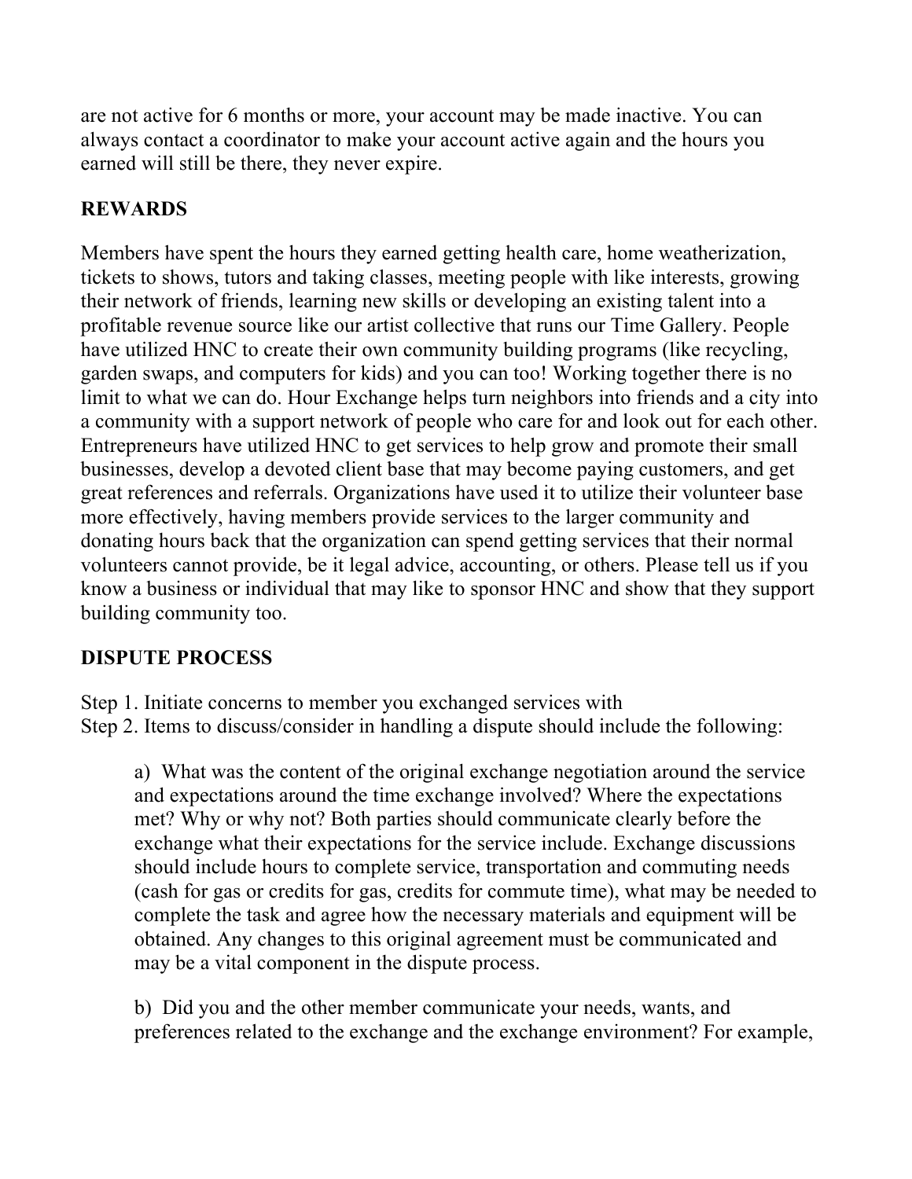are not active for 6 months or more, your account may be made inactive. You can always contact a coordinator to make your account active again and the hours you earned will still be there, they never expire.

**REWARDS**

Members have spent the hours they earned getting health care, home weatherization, tickets to shows, tutors and taking classes, meeting people with like interests, growing their network of friends, learning new skills or developing an existing talent into a profitable revenue source like our artist collective that runs our Time Gallery. People have utilized HNC to create their own community building programs (like recycling, garden swaps, and computers for kids) and you can too! Working together there is no limit to what we can do. Hour Exchange helps turn neighbors into friends and a city into a community with a support network of people who care for and look out for each other. Entrepreneurs have utilized HNC to get services to help grow and promote their small businesses, develop a devoted client base that may become paying customers, and get great references and referrals. Organizations have used it to utilize their volunteer base more effectively, having members provide services to the larger community and donating hours back that the organization can spend getting services that their normal volunteers cannot provide, be it legal advice, accounting, or others. Please tell us if you know a business or individual that may like to sponsor HNC and show that they support building community too.

**DISPUTE PROCESS**

Step 1. Initiate concerns to member you exchanged services with
Step 2. Items to discuss/consider in handling a dispute should include the following:

> a) What was the content of the original exchange negotiation around the service and expectations around the time exchange involved? Where the expectations met? Why or why not? Both parties should communicate clearly before the exchange what their expectations for the service include. Exchange discussions should include hours to complete service, transportation and commuting needs (cash for gas or credits for gas, credits for commute time), what may be needed to complete the task and agree how the necessary materials and equipment will be obtained. Any changes to this original agreement must be communicated and may be a vital component in the dispute process.
>
> b) Did you and the other member communicate your needs, wants, and preferences related to the exchange and the exchange environment? For example,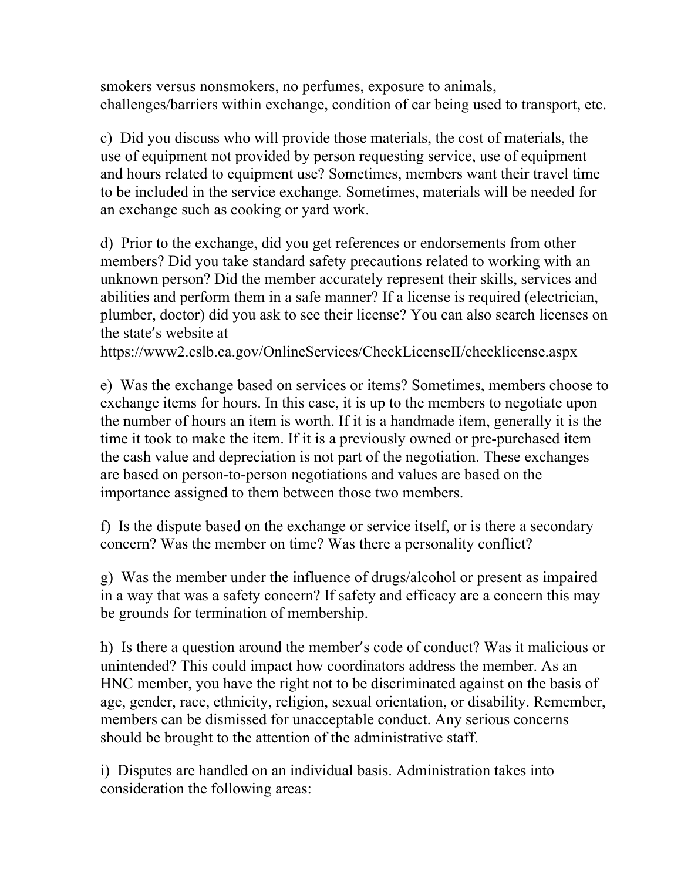smokers versus nonsmokers, no perfumes, exposure to animals, challenges/barriers within exchange, condition of car being used to transport, etc.

c) Did you discuss who will provide those materials, the cost of materials, the use of equipment not provided by person requesting service, use of equipment and hours related to equipment use? Sometimes, members want their travel time to be included in the service exchange. Sometimes, materials will be needed for an exchange such as cooking or yard work.

d) Prior to the exchange, did you get references or endorsements from other members? Did you take standard safety precautions related to working with an unknown person? Did the member accurately represent their skills, services and abilities and perform them in a safe manner? If a license is required (electrician, plumber, doctor) did you ask to see their license? You can also search licenses on the state's website at https://www2.cslb.ca.gov/OnlineServices/CheckLicenseII/checklicense.aspx

e) Was the exchange based on services or items? Sometimes, members choose to exchange items for hours. In this case, it is up to the members to negotiate upon the number of hours an item is worth. If it is a handmade item, generally it is the time it took to make the item. If it is a previously owned or pre-purchased item the cash value and depreciation is not part of the negotiation. These exchanges are based on person-to-person negotiations and values are based on the importance assigned to them between those two members.

f) Is the dispute based on the exchange or service itself, or is there a secondary concern? Was the member on time? Was there a personality conflict?

g) Was the member under the influence of drugs/alcohol or present as impaired in a way that was a safety concern? If safety and efficacy are a concern this may be grounds for termination of membership.

h) Is there a question around the member's code of conduct? Was it malicious or unintended? This could impact how coordinators address the member. As an HNC member, you have the right not to be discriminated against on the basis of age, gender, race, ethnicity, religion, sexual orientation, or disability. Remember, members can be dismissed for unacceptable conduct. Any serious concerns should be brought to the attention of the administrative staff.

i) Disputes are handled on an individual basis. Administration takes into consideration the following areas: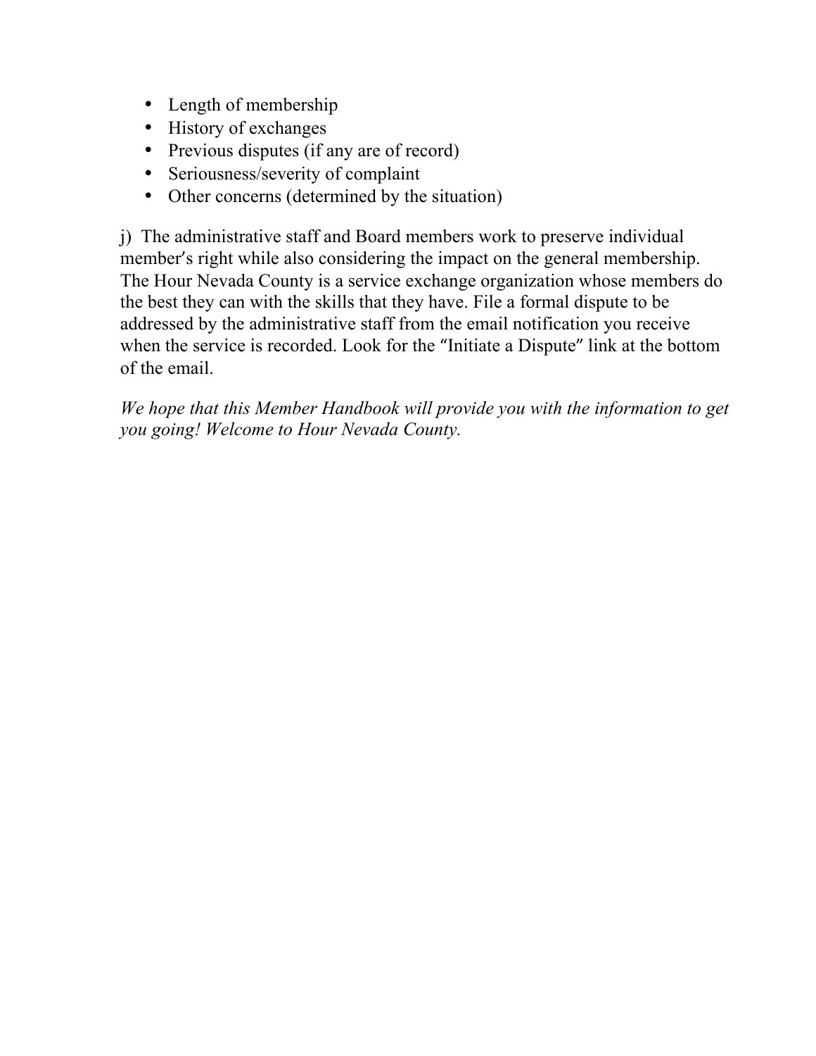- Length of membership
- History of exchanges
- Previous disputes (if any are of record)
- Seriousness/severity of complaint
- Other concerns (determined by the situation)

j) The administrative staff and Board members work to preserve individual member's right while also considering the impact on the general membership. The Hour Nevada County is a service exchange organization whose members do the best they can with the skills that they have. File a formal dispute to be addressed by the administrative staff from the email notification you receive when the service is recorded. Look for the "Initiate a Dispute" link at the bottom of the email.

*We hope that this Member Handbook will provide you with the information to get you going! Welcome to Hour Nevada County.*